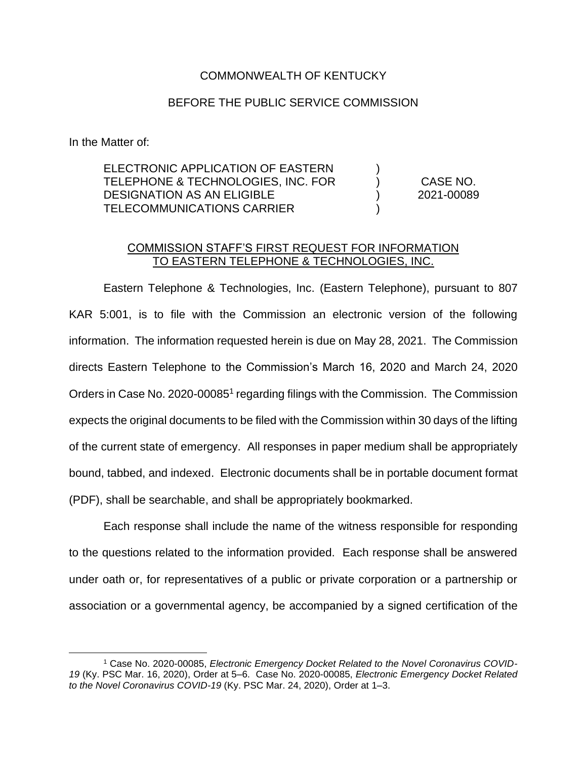COMMONWEALTH OF KENTUCKY

BEFORE THE PUBLIC SERVICE COMMISSION

In the Matter of:

| | | |
|---|---|---|
| ELECTRONIC APPLICATION OF EASTERN TELEPHONE & TECHNOLOGIES, INC. FOR DESIGNATION AS AN ELIGIBLE TELECOMMUNICATIONS CARRIER | ) ) ) ) | CASE NO. 2021-00089 |

COMMISSION STAFF'S FIRST REQUEST FOR INFORMATION TO EASTERN TELEPHONE & TECHNOLOGIES, INC.

Eastern Telephone & Technologies, Inc. (Eastern Telephone), pursuant to 807 KAR 5:001, is to file with the Commission an electronic version of the following information. The information requested herein is due on May 28, 2021. The Commission directs Eastern Telephone to the Commission's March 16, 2020 and March 24, 2020 Orders in Case No. 2020-00085[1] regarding filings with the Commission. The Commission expects the original documents to be filed with the Commission within 30 days of the lifting of the current state of emergency. All responses in paper medium shall be appropriately bound, tabbed, and indexed. Electronic documents shall be in portable document format (PDF), shall be searchable, and shall be appropriately bookmarked.

Each response shall include the name of the witness responsible for responding to the questions related to the information provided. Each response shall be answered under oath or, for representatives of a public or private corporation or a partnership or association or a governmental agency, be accompanied by a signed certification of the

[1] Case No. 2020-00085, *Electronic Emergency Docket Related to the Novel Coronavirus COVID-19* (Ky. PSC Mar. 16, 2020), Order at 5–6. Case No. 2020-00085, *Electronic Emergency Docket Related to the Novel Coronavirus COVID-19* (Ky. PSC Mar. 24, 2020), Order at 1–3.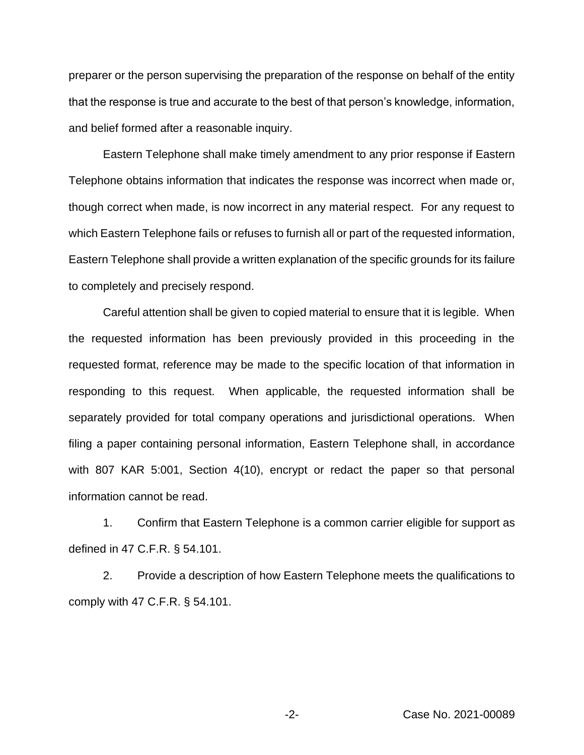preparer or the person supervising the preparation of the response on behalf of the entity that the response is true and accurate to the best of that person's knowledge, information, and belief formed after a reasonable inquiry.

Eastern Telephone shall make timely amendment to any prior response if Eastern Telephone obtains information that indicates the response was incorrect when made or, though correct when made, is now incorrect in any material respect. For any request to which Eastern Telephone fails or refuses to furnish all or part of the requested information, Eastern Telephone shall provide a written explanation of the specific grounds for its failure to completely and precisely respond.

Careful attention shall be given to copied material to ensure that it is legible. When the requested information has been previously provided in this proceeding in the requested format, reference may be made to the specific location of that information in responding to this request. When applicable, the requested information shall be separately provided for total company operations and jurisdictional operations. When filing a paper containing personal information, Eastern Telephone shall, in accordance with 807 KAR 5:001, Section 4(10), encrypt or redact the paper so that personal information cannot be read.

1. Confirm that Eastern Telephone is a common carrier eligible for support as defined in 47 C.F.R. § 54.101.

2. Provide a description of how Eastern Telephone meets the qualifications to comply with 47 C.F.R. § 54.101.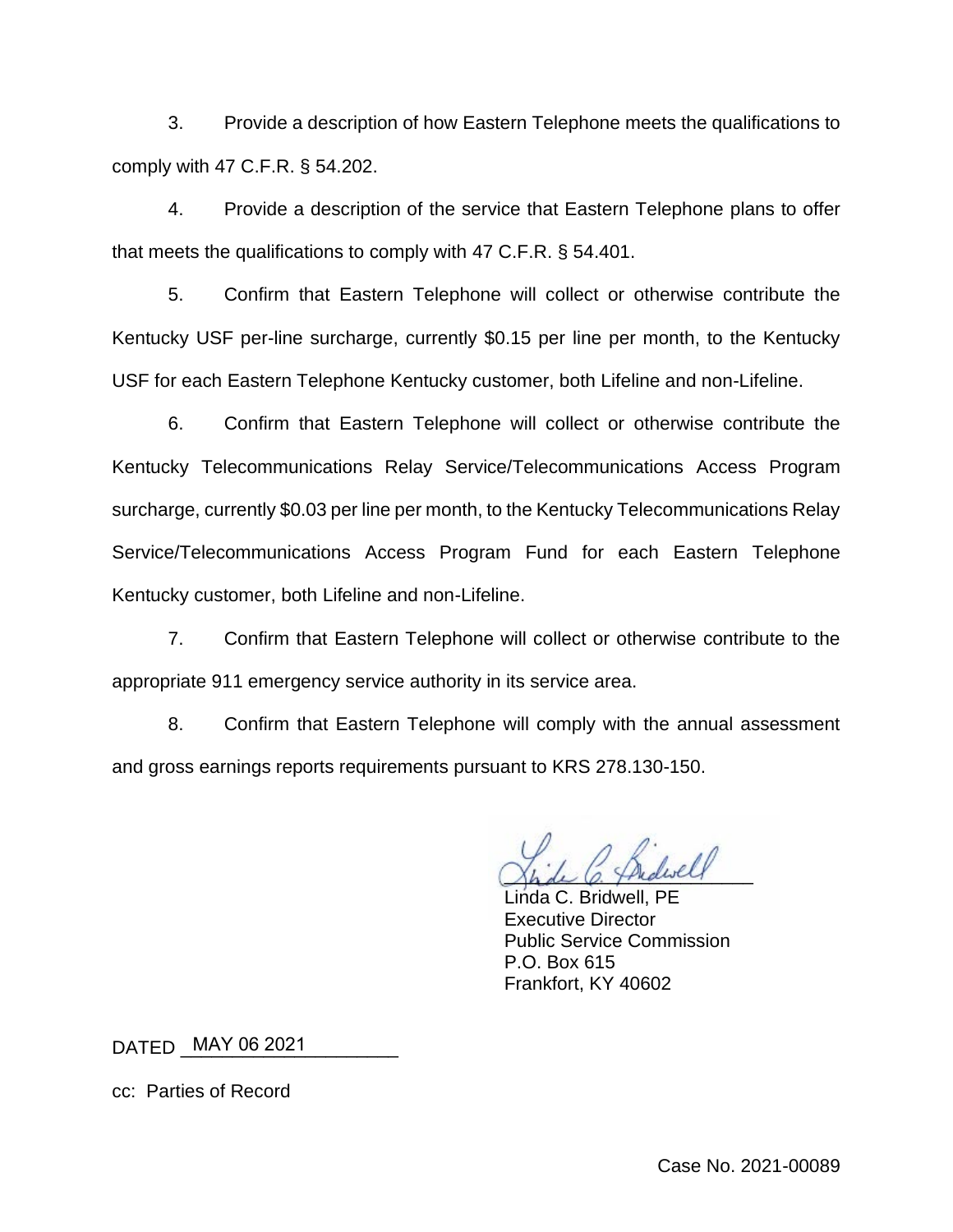3. Provide a description of how Eastern Telephone meets the qualifications to comply with 47 C.F.R. § 54.202.

4. Provide a description of the service that Eastern Telephone plans to offer that meets the qualifications to comply with 47 C.F.R. § 54.401.

5. Confirm that Eastern Telephone will collect or otherwise contribute the Kentucky USF per-line surcharge, currently $0.15 per line per month, to the Kentucky USF for each Eastern Telephone Kentucky customer, both Lifeline and non-Lifeline.

6. Confirm that Eastern Telephone will collect or otherwise contribute the Kentucky Telecommunications Relay Service/Telecommunications Access Program surcharge, currently $0.03 per line per month, to the Kentucky Telecommunications Relay Service/Telecommunications Access Program Fund for each Eastern Telephone Kentucky customer, both Lifeline and non-Lifeline.

7. Confirm that Eastern Telephone will collect or otherwise contribute to the appropriate 911 emergency service authority in its service area.

8. Confirm that Eastern Telephone will comply with the annual assessment and gross earnings reports requirements pursuant to KRS 278.130-150.

Linda C. Bridwell, PE
Executive Director
Public Service Commission
P.O. Box 615
Frankfort, KY 40602

DATED MAY 06 2021

cc: Parties of Record

Case No. 2021-00089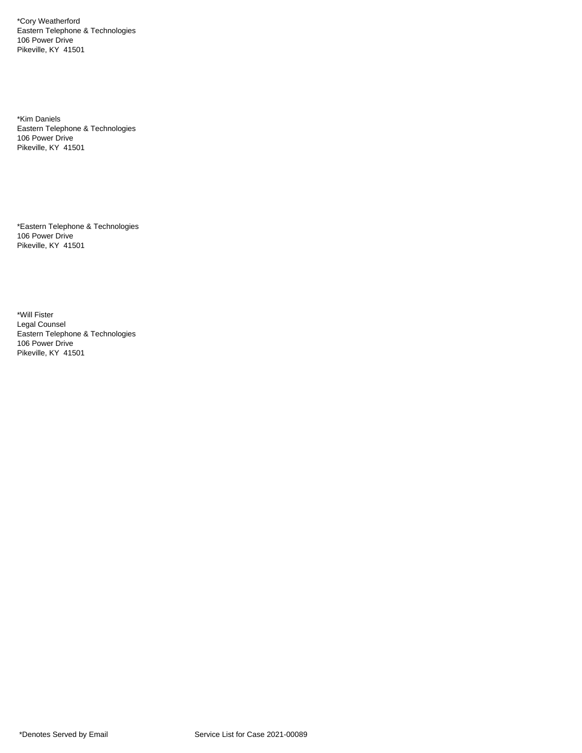*Cory Weatherford
Eastern Telephone & Technologies
106 Power Drive
Pikeville, KY 41501

*Kim Daniels
Eastern Telephone & Technologies
106 Power Drive
Pikeville, KY 41501

*Eastern Telephone & Technologies
106 Power Drive
Pikeville, KY 41501

*Will Fister
Legal Counsel
Eastern Telephone & Technologies
106 Power Drive
Pikeville, KY 41501

*Denotes Served by Email

Service List for Case 2021-00089